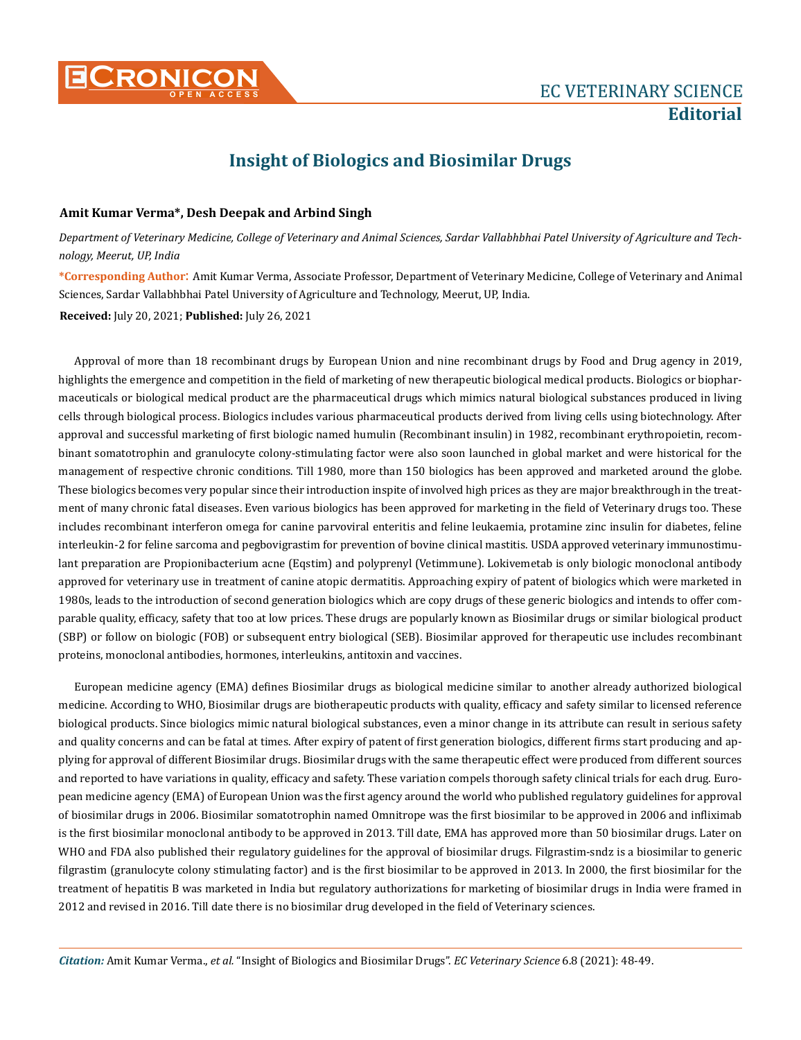# Insight of Biologics and Biosimilar Drugs

**Amit Kumar Verma\*, Desh Deepak and Arbind Singh**

*Department of Veterinary Medicine, College of Veterinary and Animal Sciences, Sardar Vallabhbhai Patel University of Agriculture and Technology, Meerut, UP, India*

**\*Corresponding Author:** Amit Kumar Verma, Associate Professor, Department of Veterinary Medicine, College of Veterinary and Animal Sciences, Sardar Vallabhbhai Patel University of Agriculture and Technology, Meerut, UP, India.

**Received:** July 20, 2021; **Published:** July 26, 2021

Approval of more than 18 recombinant drugs by European Union and nine recombinant drugs by Food and Drug agency in 2019, highlights the emergence and competition in the field of marketing of new therapeutic biological medical products. Biologics or biopharmaceuticals or biological medical product are the pharmaceutical drugs which mimics natural biological substances produced in living cells through biological process. Biologics includes various pharmaceutical products derived from living cells using biotechnology. After approval and successful marketing of first biologic named humulin (Recombinant insulin) in 1982, recombinant erythropoietin, recombinant somatotrophin and granulocyte colony-stimulating factor were also soon launched in global market and were historical for the management of respective chronic conditions. Till 1980, more than 150 biologics has been approved and marketed around the globe. These biologics becomes very popular since their introduction inspite of involved high prices as they are major breakthrough in the treatment of many chronic fatal diseases. Even various biologics has been approved for marketing in the field of Veterinary drugs too. These includes recombinant interferon omega for canine parvoviral enteritis and feline leukaemia, protamine zinc insulin for diabetes, feline interleukin-2 for feline sarcoma and pegbovigrastim for prevention of bovine clinical mastitis. USDA approved veterinary immunostimulant preparation are Propionibacterium acne (Eqstim) and polyprenyl (Vetimmune). Lokivemetab is only biologic monoclonal antibody approved for veterinary use in treatment of canine atopic dermatitis. Approaching expiry of patent of biologics which were marketed in 1980s, leads to the introduction of second generation biologics which are copy drugs of these generic biologics and intends to offer comparable quality, efficacy, safety that too at low prices. These drugs are popularly known as Biosimilar drugs or similar biological product (SBP) or follow on biologic (FOB) or subsequent entry biological (SEB). Biosimilar approved for therapeutic use includes recombinant proteins, monoclonal antibodies, hormones, interleukins, antitoxin and vaccines.

European medicine agency (EMA) defines Biosimilar drugs as biological medicine similar to another already authorized biological medicine. According to WHO, Biosimilar drugs are biotherapeutic products with quality, efficacy and safety similar to licensed reference biological products. Since biologics mimic natural biological substances, even a minor change in its attribute can result in serious safety and quality concerns and can be fatal at times. After expiry of patent of first generation biologics, different firms start producing and applying for approval of different Biosimilar drugs. Biosimilar drugs with the same therapeutic effect were produced from different sources and reported to have variations in quality, efficacy and safety. These variation compels thorough safety clinical trials for each drug. European medicine agency (EMA) of European Union was the first agency around the world who published regulatory guidelines for approval of biosimilar drugs in 2006. Biosimilar somatotrophin named Omnitrope was the first biosimilar to be approved in 2006 and infliximab is the first biosimilar monoclonal antibody to be approved in 2013. Till date, EMA has approved more than 50 biosimilar drugs. Later on WHO and FDA also published their regulatory guidelines for the approval of biosimilar drugs. Filgrastim-sndz is a biosimilar to generic filgrastim (granulocyte colony stimulating factor) and is the first biosimilar to be approved in 2013. In 2000, the first biosimilar for the treatment of hepatitis B was marketed in India but regulatory authorizations for marketing of biosimilar drugs in India were framed in 2012 and revised in 2016. Till date there is no biosimilar drug developed in the field of Veterinary sciences.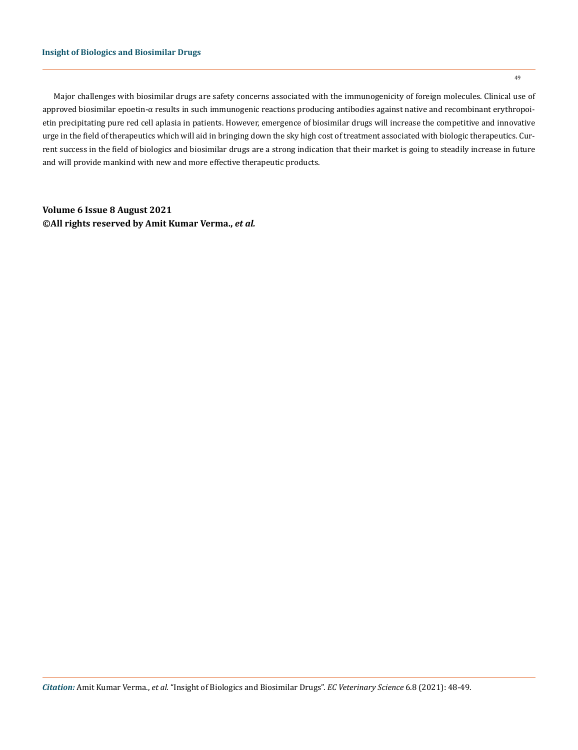Major challenges with biosimilar drugs are safety concerns associated with the immunogenicity of foreign molecules. Clinical use of approved biosimilar epoetin-α results in such immunogenic reactions producing antibodies against native and recombinant erythropoietin precipitating pure red cell aplasia in patients. However, emergence of biosimilar drugs will increase the competitive and innovative urge in the field of therapeutics which will aid in bringing down the sky high cost of treatment associated with biologic therapeutics. Current success in the field of biologics and biosimilar drugs are a strong indication that their market is going to steadily increase in future and will provide mankind with new and more effective therapeutic products.

**Volume 6 Issue 8 August 2021**
**©All rights reserved by Amit Kumar Verma., *et al.***